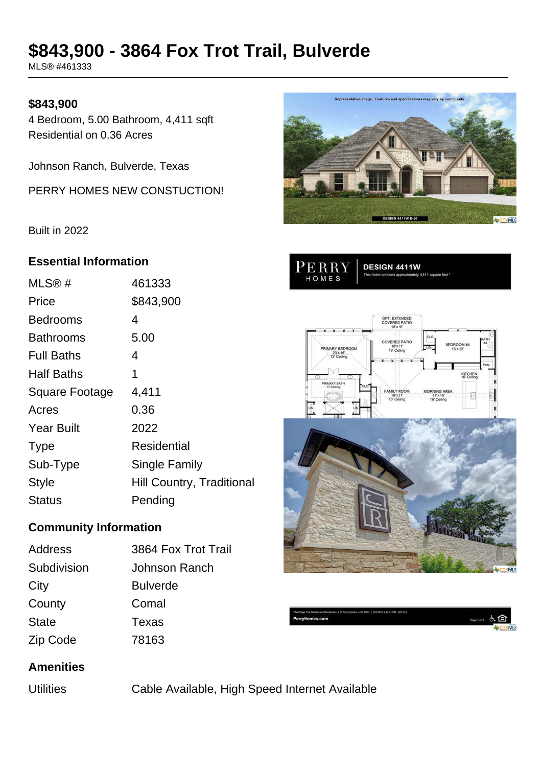# $843,900 - 3864 Fox Trot Trail, Bulverde

MLS® #461333

**$843,900**

4 Bedroom, 5.00 Bathroom, 4,411 sqft
Residential on 0.36 Acres

Johnson Ranch, Bulverde, Texas

PERRY HOMES NEW CONSTUCTION!

Built in 2022

## Essential Information

| | |
|---|---|
| MLS® # | 461333 |
| Price | $843,900 |
| Bedrooms | 4 |
| Bathrooms | 5.00 |
| Full Baths | 4 |
| Half Baths | 1 |
| Square Footage | 4,411 |
| Acres | 0.36 |
| Year Built | 2022 |
| Type | Residential |
| Sub-Type | Single Family |
| Style | Hill Country, Traditional |
| Status | Pending |

## Community Information

| | |
|---|---|
| Address | 3864 Fox Trot Trail |
| Subdivision | Johnson Ranch |
| City | Bulverde |
| County | Comal |
| State | Texas |
| Zip Code | 78163 |

## Amenities

| | |
|---|---|
| Utilities | Cable Available, High Speed Internet Available |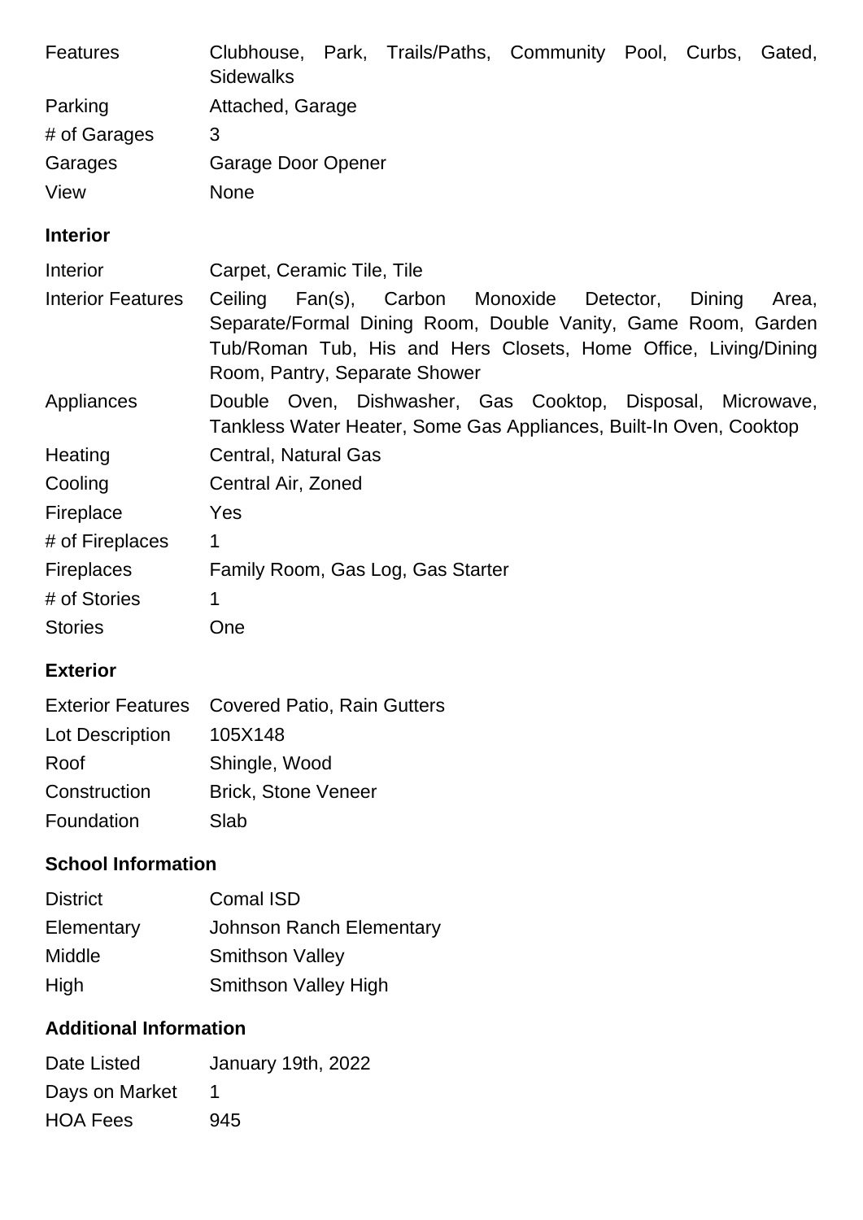| | |
|---|---|
| Features | Clubhouse, Park, Trails/Paths, Community Pool, Curbs, Gated, Sidewalks |
| Parking | Attached, Garage |
| # of Garages | 3 |
| Garages | Garage Door Opener |
| View | None |

## Interior

| | |
|---|---|
| Interior | Carpet, Ceramic Tile, Tile |
| Interior Features | Ceiling Fan(s), Carbon Monoxide Detector, Dining Area, Separate/Formal Dining Room, Double Vanity, Game Room, Garden Tub/Roman Tub, His and Hers Closets, Home Office, Living/Dining Room, Pantry, Separate Shower |
| Appliances | Double Oven, Dishwasher, Gas Cooktop, Disposal, Microwave, Tankless Water Heater, Some Gas Appliances, Built-In Oven, Cooktop |
| Heating | Central, Natural Gas |
| Cooling | Central Air, Zoned |
| Fireplace | Yes |
| # of Fireplaces | 1 |
| Fireplaces | Family Room, Gas Log, Gas Starter |
| # of Stories | 1 |
| Stories | One |

## Exterior

| | |
|---|---|
| Exterior Features | Covered Patio, Rain Gutters |
| Lot Description | 105X148 |
| Roof | Shingle, Wood |
| Construction | Brick, Stone Veneer |
| Foundation | Slab |

## School Information

| | |
|---|---|
| District | Comal ISD |
| Elementary | Johnson Ranch Elementary |
| Middle | Smithson Valley |
| High | Smithson Valley High |

## Additional Information

| | |
|---|---|
| Date Listed | January 19th, 2022 |
| Days on Market | 1 |
| HOA Fees | 945 |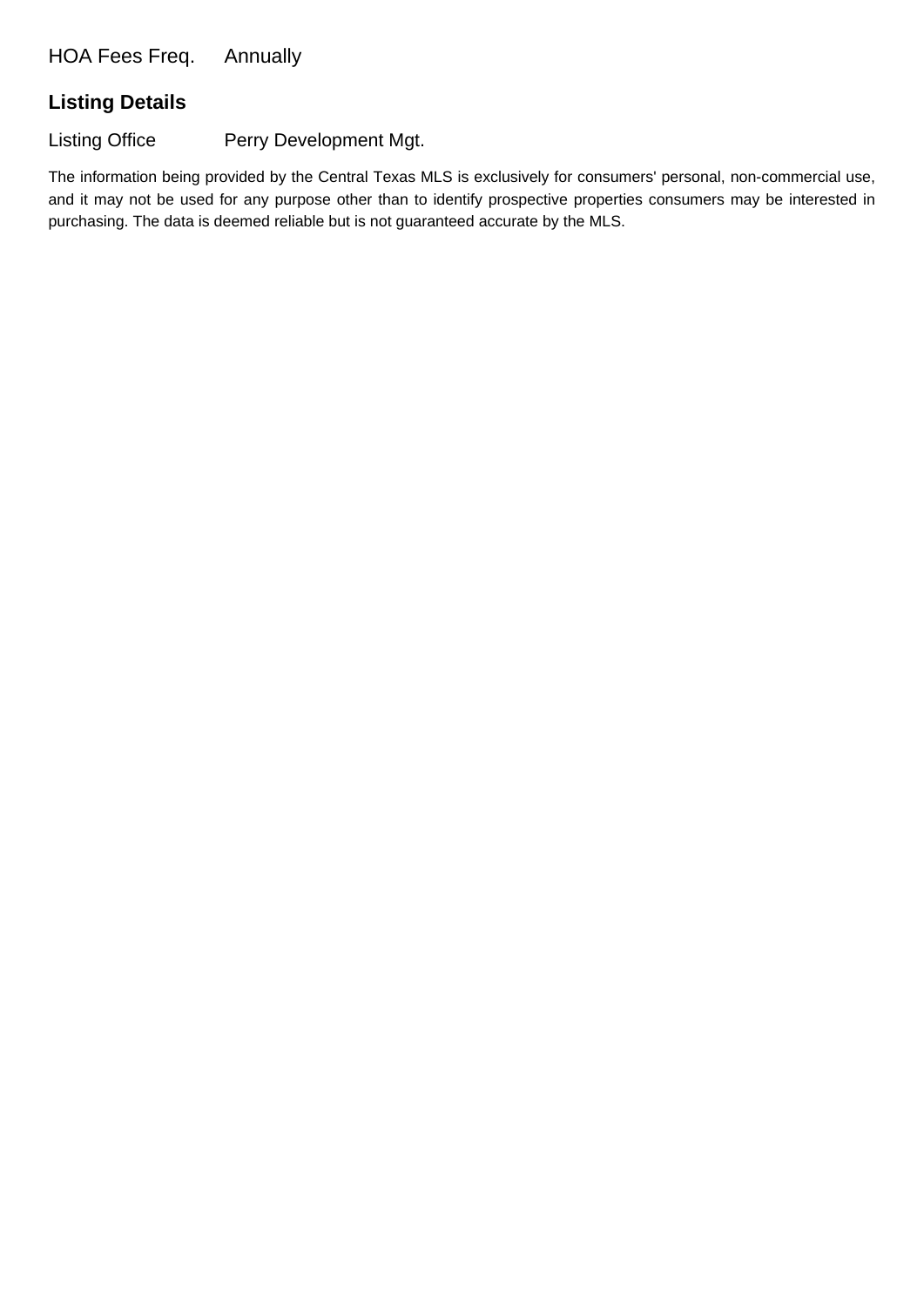| | |
|---|---|
| HOA Fees Freq. | Annually |

## Listing Details

| | |
|---|---|
| Listing Office | Perry Development Mgt. |

The information being provided by the Central Texas MLS is exclusively for consumers' personal, non-commercial use, and it may not be used for any purpose other than to identify prospective properties consumers may be interested in purchasing. The data is deemed reliable but is not guaranteed accurate by the MLS.